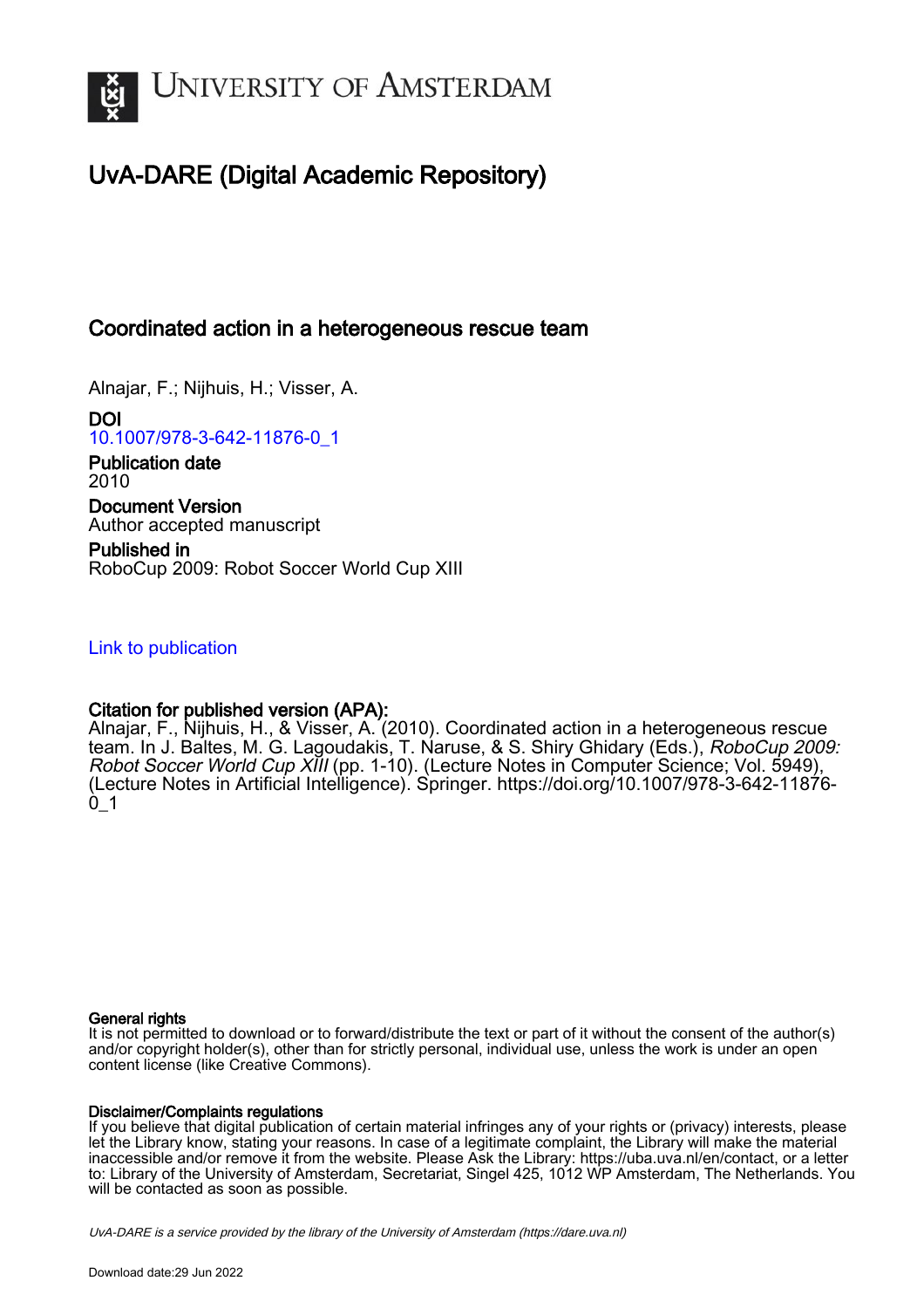UNIVERSITY OF AMSTERDAM

# UvA-DARE (Digital Academic Repository)

## Coordinated action in a heterogeneous rescue team

Alnajar, F.; Nijhuis, H.; Visser, A.

**DOI**
10.1007/978-3-642-11876-0_1

**Publication date**
2010

**Document Version**
Author accepted manuscript

**Published in**
RoboCup 2009: Robot Soccer World Cup XIII

Link to publication

**Citation for published version (APA):**
Alnajar, F., Nijhuis, H., & Visser, A. (2010). Coordinated action in a heterogeneous rescue team. In J. Baltes, M. G. Lagoudakis, T. Naruse, & S. Shiry Ghidary (Eds.), *RoboCup 2009: Robot Soccer World Cup XIII* (pp. 1-10). (Lecture Notes in Computer Science; Vol. 5949), (Lecture Notes in Artificial Intelligence). Springer. https://doi.org/10.1007/978-3-642-11876-0_1

**General rights**
It is not permitted to download or to forward/distribute the text or part of it without the consent of the author(s) and/or copyright holder(s), other than for strictly personal, individual use, unless the work is under an open content license (like Creative Commons).

**Disclaimer/Complaints regulations**
If you believe that digital publication of certain material infringes any of your rights or (privacy) interests, please let the Library know, stating your reasons. In case of a legitimate complaint, the Library will make the material inaccessible and/or remove it from the website. Please Ask the Library: https://uba.uva.nl/en/contact, or a letter to: Library of the University of Amsterdam, Secretariat, Singel 425, 1012 WP Amsterdam, The Netherlands. You will be contacted as soon as possible.

*UvA-DARE is a service provided by the library of the University of Amsterdam (https://dare.uva.nl)*

Download date:29 Jun 2022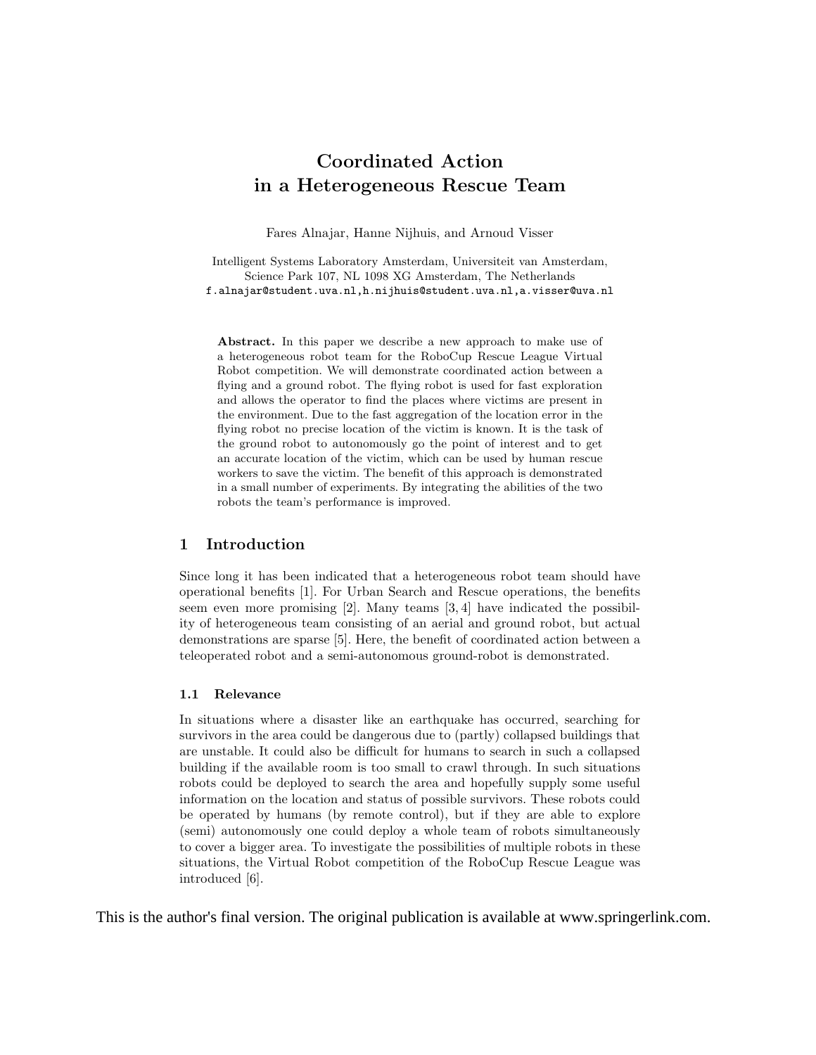# Coordinated Action in a Heterogeneous Rescue Team

Fares Alnajar, Hanne Nijhuis, and Arnoud Visser

Intelligent Systems Laboratory Amsterdam, Universiteit van Amsterdam,
Science Park 107, NL 1098 XG Amsterdam, The Netherlands
f.alnajar@student.uva.nl,h.nijhuis@student.uva.nl,a.visser@uva.nl

**Abstract.** In this paper we describe a new approach to make use of a heterogeneous robot team for the RoboCup Rescue League Virtual Robot competition. We will demonstrate coordinated action between a flying and a ground robot. The flying robot is used for fast exploration and allows the operator to find the places where victims are present in the environment. Due to the fast aggregation of the location error in the flying robot no precise location of the victim is known. It is the task of the ground robot to autonomously go the point of interest and to get an accurate location of the victim, which can be used by human rescue workers to save the victim. The benefit of this approach is demonstrated in a small number of experiments. By integrating the abilities of the two robots the team's performance is improved.

## 1 Introduction

Since long it has been indicated that a heterogeneous robot team should have operational benefits [1]. For Urban Search and Rescue operations, the benefits seem even more promising [2]. Many teams [3, 4] have indicated the possibility of heterogeneous team consisting of an aerial and ground robot, but actual demonstrations are sparse [5]. Here, the benefit of coordinated action between a teleoperated robot and a semi-autonomous ground-robot is demonstrated.

### 1.1 Relevance

In situations where a disaster like an earthquake has occurred, searching for survivors in the area could be dangerous due to (partly) collapsed buildings that are unstable. It could also be difficult for humans to search in such a collapsed building if the available room is too small to crawl through. In such situations robots could be deployed to search the area and hopefully supply some useful information on the location and status of possible survivors. These robots could be operated by humans (by remote control), but if they are able to explore (semi) autonomously one could deploy a whole team of robots simultaneously to cover a bigger area. To investigate the possibilities of multiple robots in these situations, the Virtual Robot competition of the RoboCup Rescue League was introduced [6].

This is the author's final version. The original publication is available at www.springerlink.com.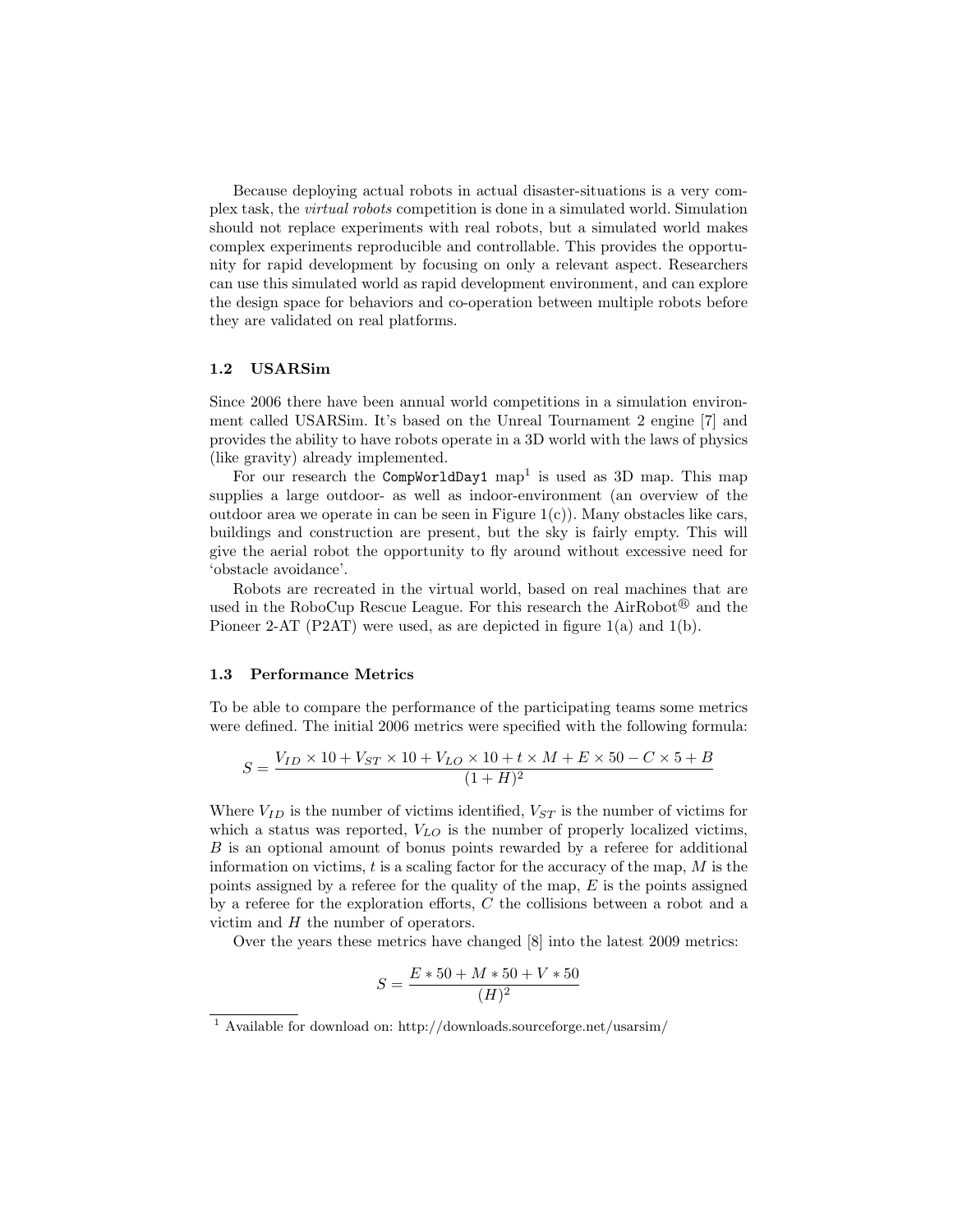Because deploying actual robots in actual disaster-situations is a very complex task, the *virtual robots* competition is done in a simulated world. Simulation should not replace experiments with real robots, but a simulated world makes complex experiments reproducible and controllable. This provides the opportunity for rapid development by focusing on only a relevant aspect. Researchers can use this simulated world as rapid development environment, and can explore the design space for behaviors and co-operation between multiple robots before they are validated on real platforms.

### 1.2 USARSim

Since 2006 there have been annual world competitions in a simulation environment called USARSim. It's based on the Unreal Tournament 2 engine [7] and provides the ability to have robots operate in a 3D world with the laws of physics (like gravity) already implemented.

For our research the `CompWorldDay1` map[1] is used as 3D map. This map supplies a large outdoor- as well as indoor-environment (an overview of the outdoor area we operate in can be seen in Figure 1(c)). Many obstacles like cars, buildings and construction are present, but the sky is fairly empty. This will give the aerial robot the opportunity to fly around without excessive need for 'obstacle avoidance'.

Robots are recreated in the virtual world, based on real machines that are used in the RoboCup Rescue League. For this research the AirRobot® and the Pioneer 2-AT (P2AT) were used, as are depicted in figure 1(a) and 1(b).

### 1.3 Performance Metrics

To be able to compare the performance of the participating teams some metrics were defined. The initial 2006 metrics were specified with the following formula:

$$S = \frac{V_{ID} \times 10 + V_{ST} \times 10 + V_{LO} \times 10 + t \times M + E \times 50 - C \times 5 + B}{(1 + H)^2}$$

Where $V_{ID}$ is the number of victims identified, $V_{ST}$ is the number of victims for which a status was reported, $V_{LO}$ is the number of properly localized victims, $B$ is an optional amount of bonus points rewarded by a referee for additional information on victims, $t$ is a scaling factor for the accuracy of the map, $M$ is the points assigned by a referee for the quality of the map, $E$ is the points assigned by a referee for the exploration efforts, $C$ the collisions between a robot and a victim and $H$ the number of operators.

Over the years these metrics have changed [8] into the latest 2009 metrics:

$$S = \frac{E * 50 + M * 50 + V * 50}{(H)^2}$$

[1] Available for download on: http://downloads.sourceforge.net/usarsim/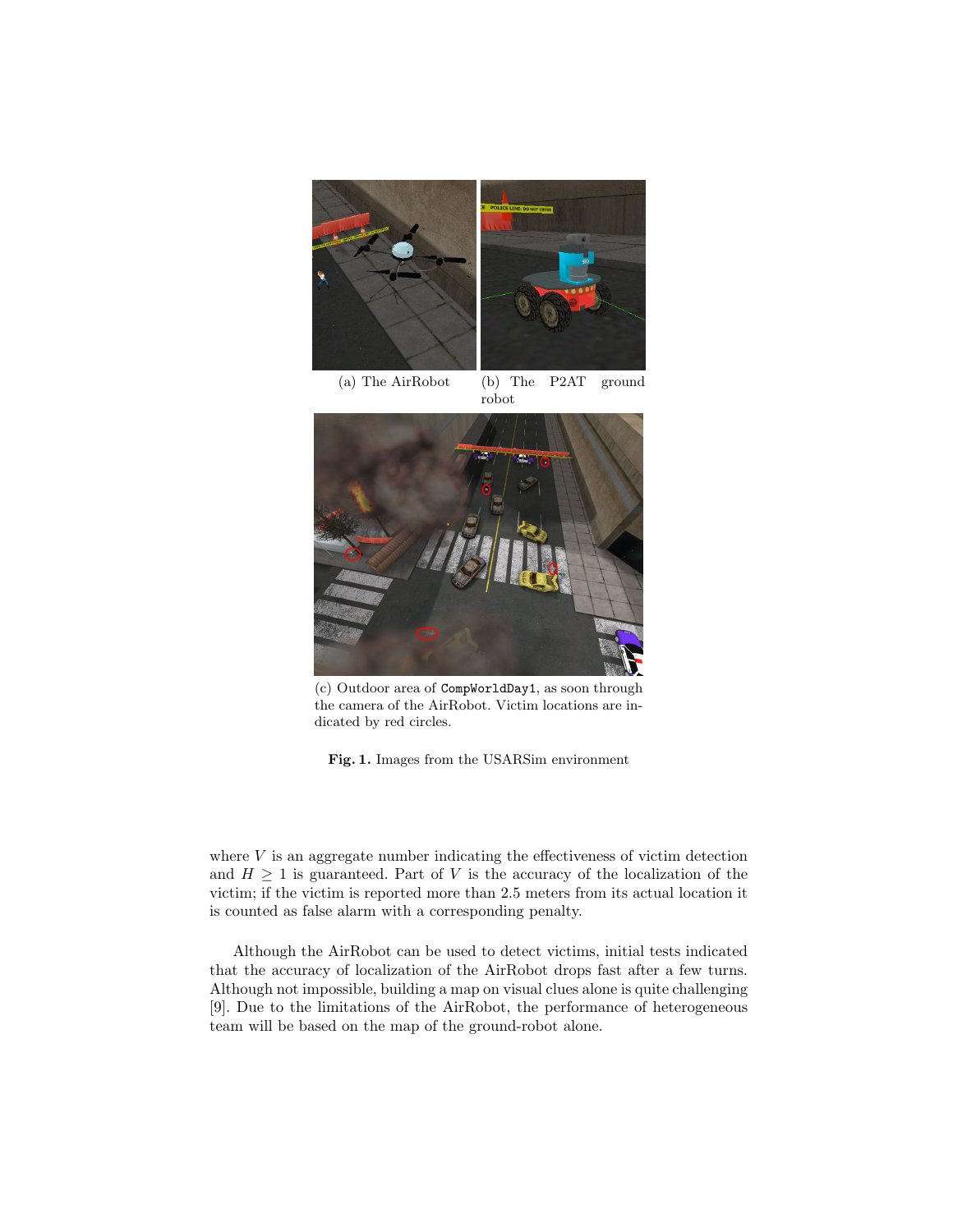(a) The AirRobot

(b) The P2AT ground robot

(c) Outdoor area of `CompWorldDay1`, as soon through the camera of the AirRobot. Victim locations are indicated by red circles.

**Fig. 1.** Images from the USARSim environment

where $V$ is an aggregate number indicating the effectiveness of victim detection and $H \geq 1$ is guaranteed. Part of $V$ is the accuracy of the localization of the victim; if the victim is reported more than 2.5 meters from its actual location it is counted as false alarm with a corresponding penalty.

Although the AirRobot can be used to detect victims, initial tests indicated that the accuracy of localization of the AirRobot drops fast after a few turns. Although not impossible, building a map on visual clues alone is quite challenging [9]. Due to the limitations of the AirRobot, the performance of heterogeneous team will be based on the map of the ground-robot alone.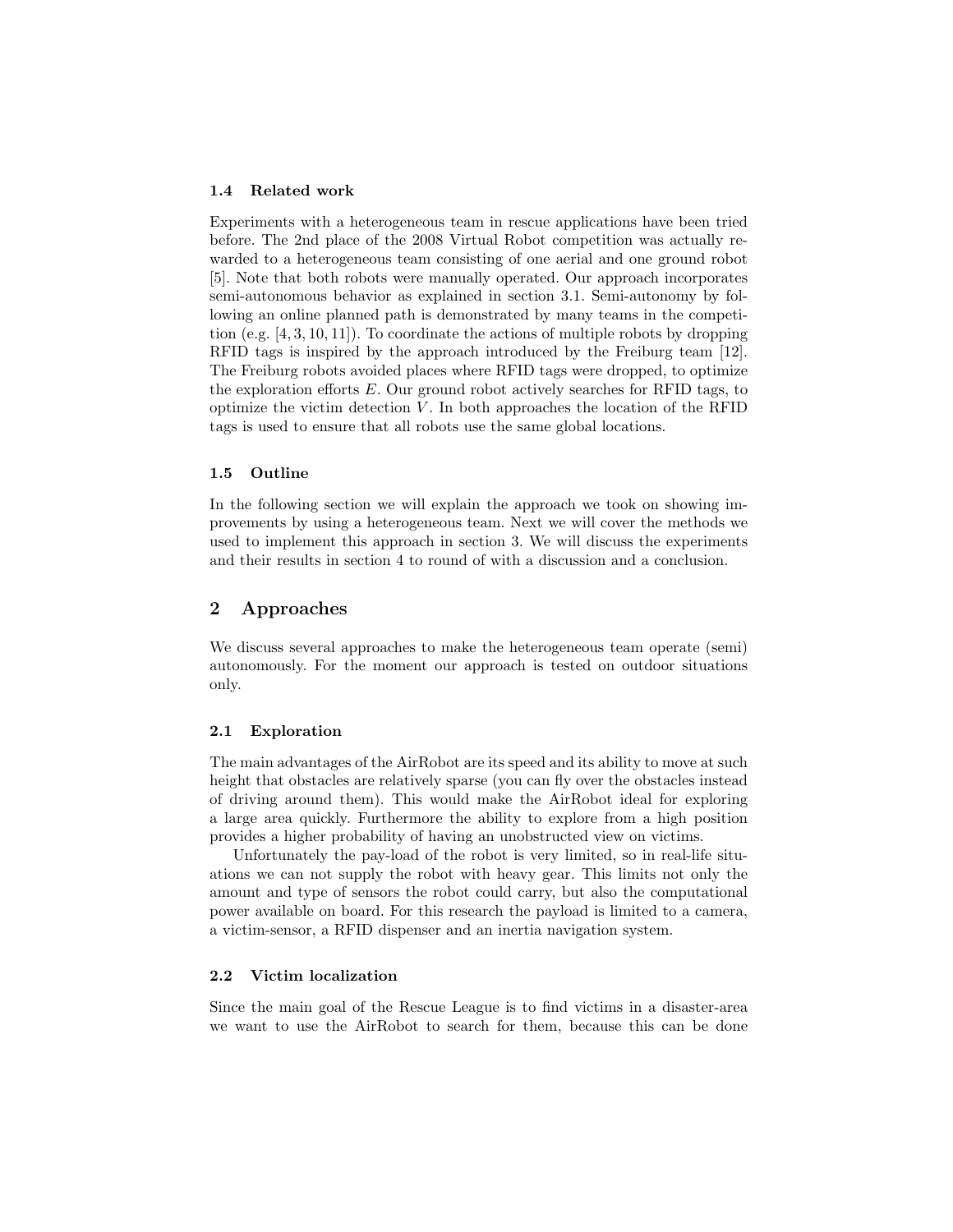### 1.4 Related work

Experiments with a heterogeneous team in rescue applications have been tried before. The 2nd place of the 2008 Virtual Robot competition was actually rewarded to a heterogeneous team consisting of one aerial and one ground robot [5]. Note that both robots were manually operated. Our approach incorporates semi-autonomous behavior as explained in section 3.1. Semi-autonomy by following an online planned path is demonstrated by many teams in the competition (e.g. [4, 3, 10, 11]). To coordinate the actions of multiple robots by dropping RFID tags is inspired by the approach introduced by the Freiburg team [12]. The Freiburg robots avoided places where RFID tags were dropped, to optimize the exploration efforts $E$. Our ground robot actively searches for RFID tags, to optimize the victim detection $V$. In both approaches the location of the RFID tags is used to ensure that all robots use the same global locations.

### 1.5 Outline

In the following section we will explain the approach we took on showing improvements by using a heterogeneous team. Next we will cover the methods we used to implement this approach in section 3. We will discuss the experiments and their results in section 4 to round of with a discussion and a conclusion.

## 2 Approaches

We discuss several approaches to make the heterogeneous team operate (semi) autonomously. For the moment our approach is tested on outdoor situations only.

### 2.1 Exploration

The main advantages of the AirRobot are its speed and its ability to move at such height that obstacles are relatively sparse (you can fly over the obstacles instead of driving around them). This would make the AirRobot ideal for exploring a large area quickly. Furthermore the ability to explore from a high position provides a higher probability of having an unobstructed view on victims.

Unfortunately the pay-load of the robot is very limited, so in real-life situations we can not supply the robot with heavy gear. This limits not only the amount and type of sensors the robot could carry, but also the computational power available on board. For this research the payload is limited to a camera, a victim-sensor, a RFID dispenser and an inertia navigation system.

### 2.2 Victim localization

Since the main goal of the Rescue League is to find victims in a disaster-area we want to use the AirRobot to search for them, because this can be done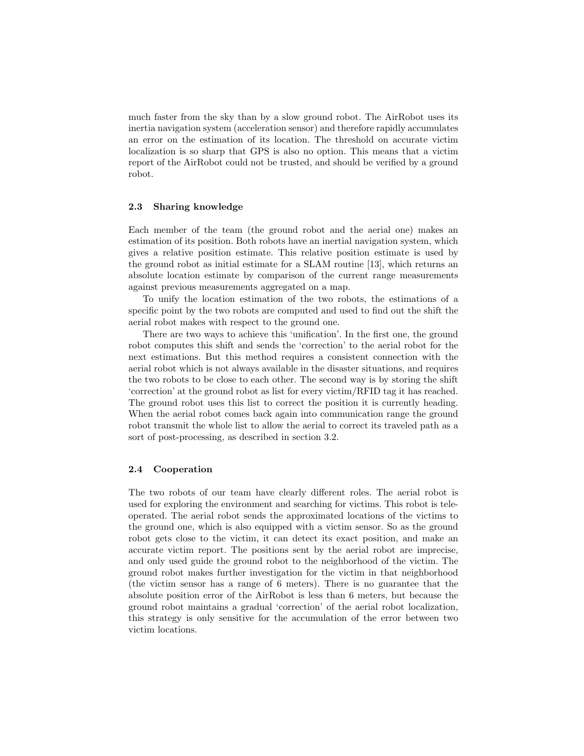much faster from the sky than by a slow ground robot. The AirRobot uses its inertia navigation system (acceleration sensor) and therefore rapidly accumulates an error on the estimation of its location. The threshold on accurate victim localization is so sharp that GPS is also no option. This means that a victim report of the AirRobot could not be trusted, and should be verified by a ground robot.

### 2.3 Sharing knowledge

Each member of the team (the ground robot and the aerial one) makes an estimation of its position. Both robots have an inertial navigation system, which gives a relative position estimate. This relative position estimate is used by the ground robot as initial estimate for a SLAM routine [13], which returns an absolute location estimate by comparison of the current range measurements against previous measurements aggregated on a map.

To unify the location estimation of the two robots, the estimations of a specific point by the two robots are computed and used to find out the shift the aerial robot makes with respect to the ground one.

There are two ways to achieve this 'unification'. In the first one, the ground robot computes this shift and sends the 'correction' to the aerial robot for the next estimations. But this method requires a consistent connection with the aerial robot which is not always available in the disaster situations, and requires the two robots to be close to each other. The second way is by storing the shift 'correction' at the ground robot as list for every victim/RFID tag it has reached. The ground robot uses this list to correct the position it is currently heading. When the aerial robot comes back again into communication range the ground robot transmit the whole list to allow the aerial to correct its traveled path as a sort of post-processing, as described in section 3.2.

### 2.4 Cooperation

The two robots of our team have clearly different roles. The aerial robot is used for exploring the environment and searching for victims. This robot is tele-operated. The aerial robot sends the approximated locations of the victims to the ground one, which is also equipped with a victim sensor. So as the ground robot gets close to the victim, it can detect its exact position, and make an accurate victim report. The positions sent by the aerial robot are imprecise, and only used guide the ground robot to the neighborhood of the victim. The ground robot makes further investigation for the victim in that neighborhood (the victim sensor has a range of 6 meters). There is no guarantee that the absolute position error of the AirRobot is less than 6 meters, but because the ground robot maintains a gradual 'correction' of the aerial robot localization, this strategy is only sensitive for the accumulation of the error between two victim locations.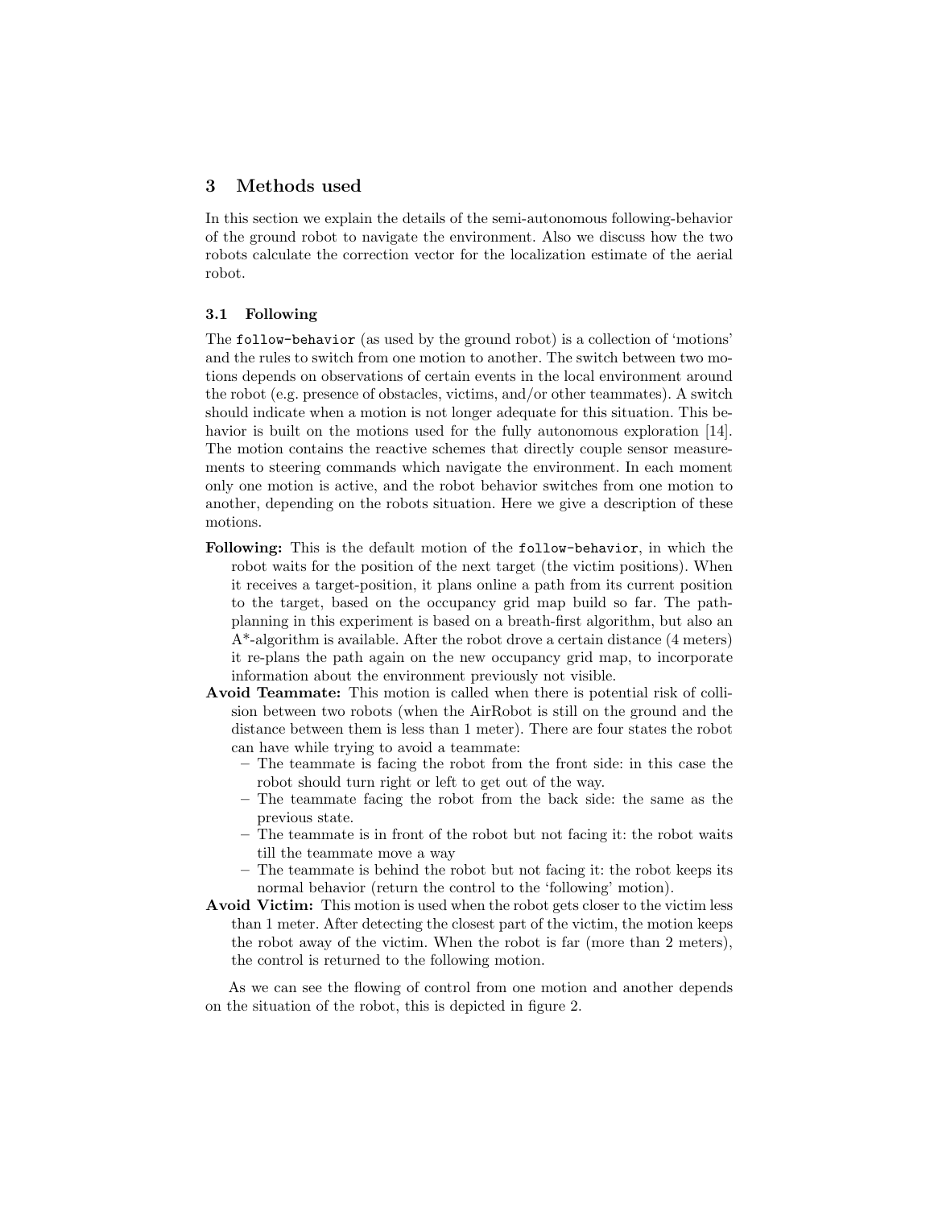## 3 Methods used

In this section we explain the details of the semi-autonomous following-behavior of the ground robot to navigate the environment. Also we discuss how the two robots calculate the correction vector for the localization estimate of the aerial robot.

### 3.1 Following

The `follow-behavior` (as used by the ground robot) is a collection of 'motions' and the rules to switch from one motion to another. The switch between two motions depends on observations of certain events in the local environment around the robot (e.g. presence of obstacles, victims, and/or other teammates). A switch should indicate when a motion is not longer adequate for this situation. This behavior is built on the motions used for the fully autonomous exploration [14]. The motion contains the reactive schemes that directly couple sensor measurements to steering commands which navigate the environment. In each moment only one motion is active, and the robot behavior switches from one motion to another, depending on the robots situation. Here we give a description of these motions.

**Following:** This is the default motion of the `follow-behavior`, in which the robot waits for the position of the next target (the victim positions). When it receives a target-position, it plans online a path from its current position to the target, based on the occupancy grid map build so far. The path-planning in this experiment is based on a breath-first algorithm, but also an A*-algorithm is available. After the robot drove a certain distance (4 meters) it re-plans the path again on the new occupancy grid map, to incorporate information about the environment previously not visible.

**Avoid Teammate:** This motion is called when there is potential risk of collision between two robots (when the AirRobot is still on the ground and the distance between them is less than 1 meter). There are four states the robot can have while trying to avoid a teammate:

- The teammate is facing the robot from the front side: in this case the robot should turn right or left to get out of the way.
- The teammate facing the robot from the back side: the same as the previous state.
- The teammate is in front of the robot but not facing it: the robot waits till the teammate move a way
- The teammate is behind the robot but not facing it: the robot keeps its normal behavior (return the control to the 'following' motion).

**Avoid Victim:** This motion is used when the robot gets closer to the victim less than 1 meter. After detecting the closest part of the victim, the motion keeps the robot away of the victim. When the robot is far (more than 2 meters), the control is returned to the following motion.

As we can see the flowing of control from one motion and another depends on the situation of the robot, this is depicted in figure 2.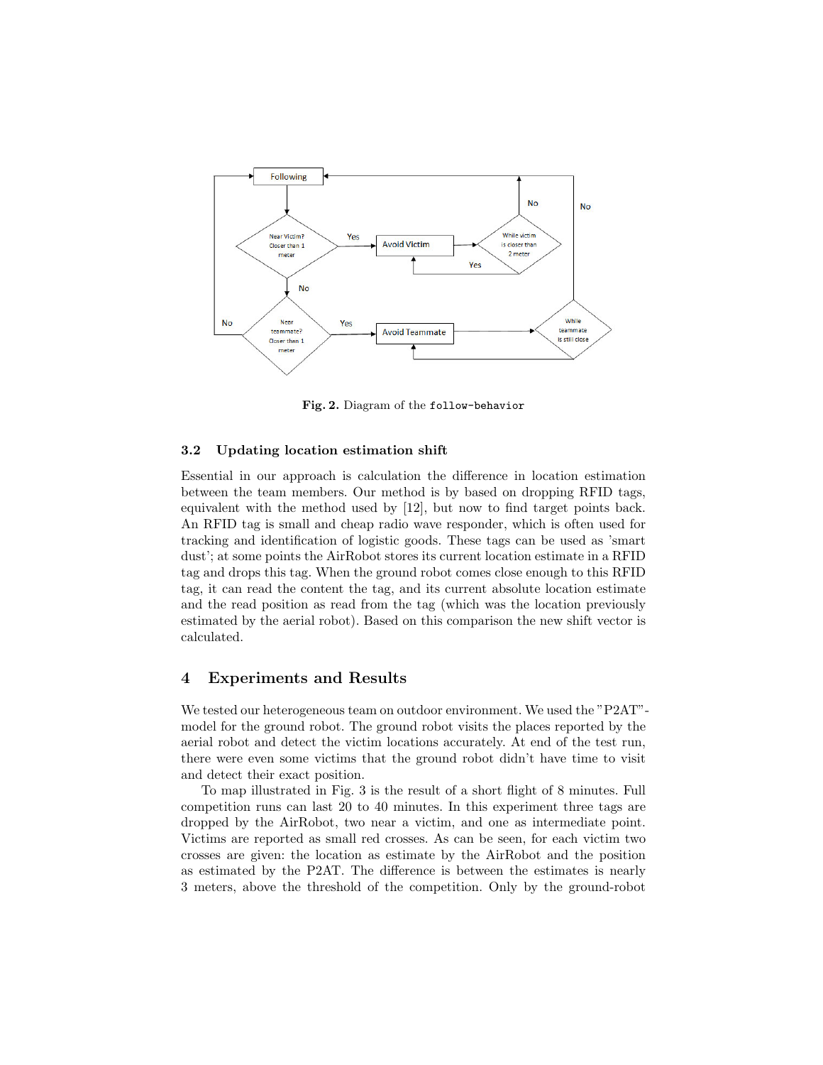**Fig. 2.** Diagram of the `follow-behavior`

### 3.2 Updating location estimation shift

Essential in our approach is calculation the difference in location estimation between the team members. Our method is by based on dropping RFID tags, equivalent with the method used by [12], but now to find target points back. An RFID tag is small and cheap radio wave responder, which is often used for tracking and identification of logistic goods. These tags can be used as 'smart dust'; at some points the AirRobot stores its current location estimate in a RFID tag and drops this tag. When the ground robot comes close enough to this RFID tag, it can read the content the tag, and its current absolute location estimate and the read position as read from the tag (which was the location previously estimated by the aerial robot). Based on this comparison the new shift vector is calculated.

## 4 Experiments and Results

We tested our heterogeneous team on outdoor environment. We used the "P2AT"-model for the ground robot. The ground robot visits the places reported by the aerial robot and detect the victim locations accurately. At end of the test run, there were even some victims that the ground robot didn't have time to visit and detect their exact position.

To map illustrated in Fig. 3 is the result of a short flight of 8 minutes. Full competition runs can last 20 to 40 minutes. In this experiment three tags are dropped by the AirRobot, two near a victim, and one as intermediate point. Victims are reported as small red crosses. As can be seen, for each victim two crosses are given: the location as estimate by the AirRobot and the position as estimated by the P2AT. The difference is between the estimates is nearly 3 meters, above the threshold of the competition. Only by the ground-robot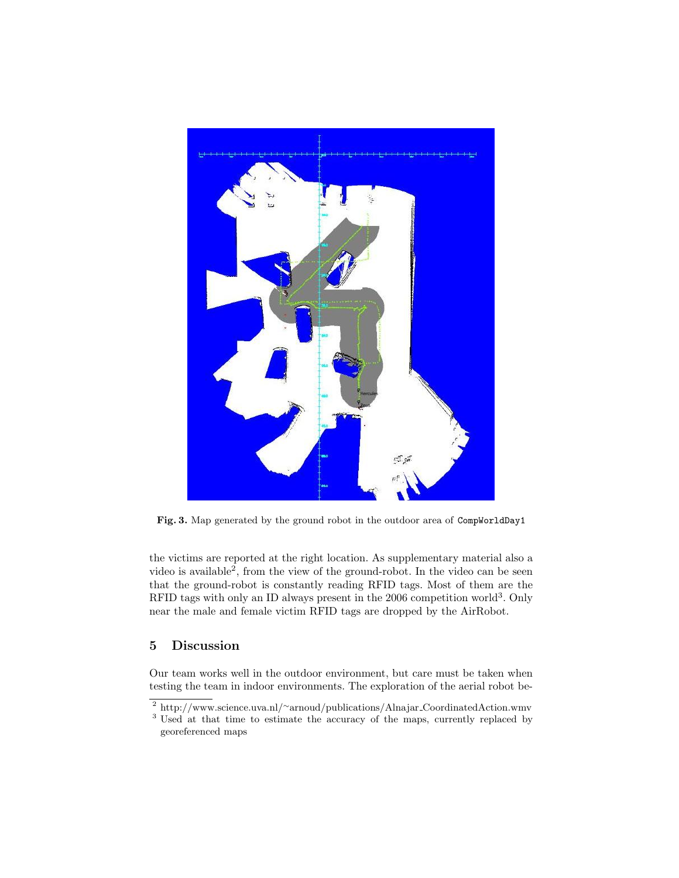Fig. 3. Map generated by the ground robot in the outdoor area of `CompWorldDay1`

the victims are reported at the right location. As supplementary material also a video is available[2], from the view of the ground-robot. In the video can be seen that the ground-robot is constantly reading RFID tags. Most of them are the RFID tags with only an ID always present in the 2006 competition world[3]. Only near the male and female victim RFID tags are dropped by the AirRobot.

## 5 Discussion

Our team works well in the outdoor environment, but care must be taken when testing the team in indoor environments. The exploration of the aerial robot be-

[2] http://www.science.uva.nl/~arnoud/publications/Alnajar_CoordinatedAction.wmv

[3] Used at that time to estimate the accuracy of the maps, currently replaced by georeferenced maps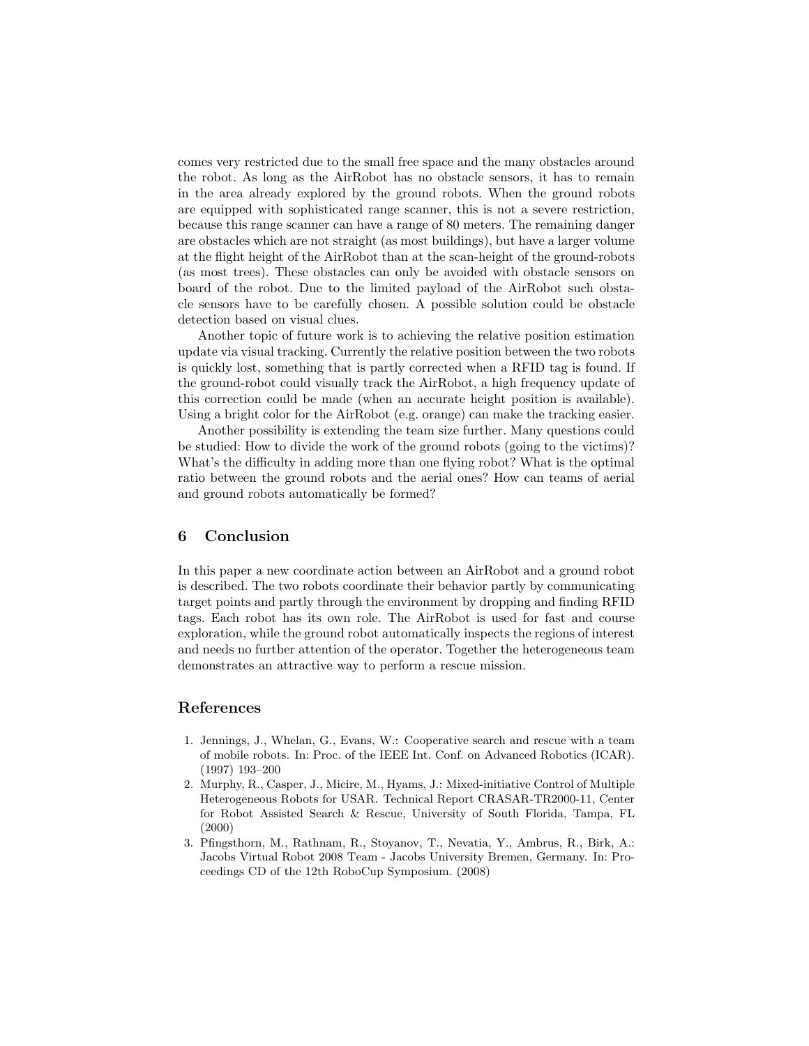comes very restricted due to the small free space and the many obstacles around the robot. As long as the AirRobot has no obstacle sensors, it has to remain in the area already explored by the ground robots. When the ground robots are equipped with sophisticated range scanner, this is not a severe restriction, because this range scanner can have a range of 80 meters. The remaining danger are obstacles which are not straight (as most buildings), but have a larger volume at the flight height of the AirRobot than at the scan-height of the ground-robots (as most trees). These obstacles can only be avoided with obstacle sensors on board of the robot. Due to the limited payload of the AirRobot such obstacle sensors have to be carefully chosen. A possible solution could be obstacle detection based on visual clues.

Another topic of future work is to achieving the relative position estimation update via visual tracking. Currently the relative position between the two robots is quickly lost, something that is partly corrected when a RFID tag is found. If the ground-robot could visually track the AirRobot, a high frequency update of this correction could be made (when an accurate height position is available). Using a bright color for the AirRobot (e.g. orange) can make the tracking easier.

Another possibility is extending the team size further. Many questions could be studied: How to divide the work of the ground robots (going to the victims)? What's the difficulty in adding more than one flying robot? What is the optimal ratio between the ground robots and the aerial ones? How can teams of aerial and ground robots automatically be formed?

## 6 Conclusion

In this paper a new coordinate action between an AirRobot and a ground robot is described. The two robots coordinate their behavior partly by communicating target points and partly through the environment by dropping and finding RFID tags. Each robot has its own role. The AirRobot is used for fast and course exploration, while the ground robot automatically inspects the regions of interest and needs no further attention of the operator. Together the heterogeneous team demonstrates an attractive way to perform a rescue mission.

## References

1. Jennings, J., Whelan, G., Evans, W.: Cooperative search and rescue with a team of mobile robots. In: Proc. of the IEEE Int. Conf. on Advanced Robotics (ICAR). (1997) 193–200
2. Murphy, R., Casper, J., Micire, M., Hyams, J.: Mixed-initiative Control of Multiple Heterogeneous Robots for USAR. Technical Report CRASAR-TR2000-11, Center for Robot Assisted Search & Rescue, University of South Florida, Tampa, FL (2000)
3. Pfingsthorn, M., Rathnam, R., Stoyanov, T., Nevatia, Y., Ambrus, R., Birk, A.: Jacobs Virtual Robot 2008 Team - Jacobs University Bremen, Germany. In: Proceedings CD of the 12th RoboCup Symposium. (2008)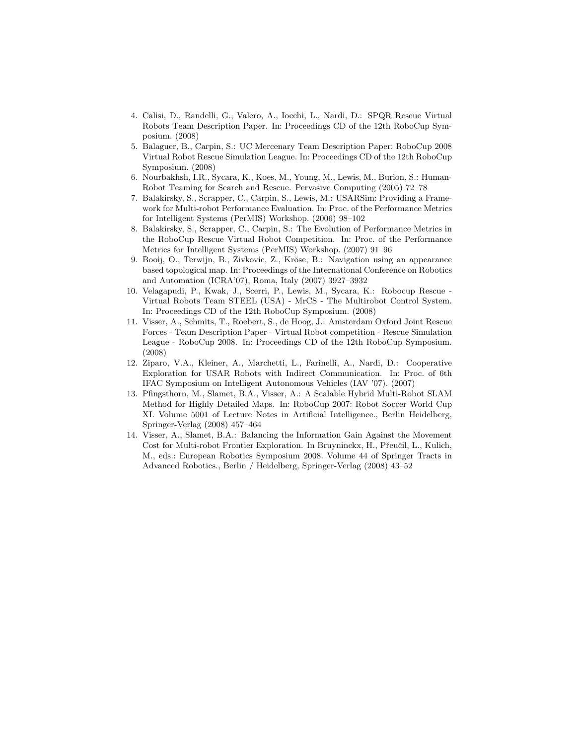4. Calisi, D., Randelli, G., Valero, A., Iocchi, L., Nardi, D.: SPQR Rescue Virtual Robots Team Description Paper. In: Proceedings CD of the 12th RoboCup Symposium. (2008)
5. Balaguer, B., Carpin, S.: UC Mercenary Team Description Paper: RoboCup 2008 Virtual Robot Rescue Simulation League. In: Proceedings CD of the 12th RoboCup Symposium. (2008)
6. Nourbakhsh, I.R., Sycara, K., Koes, M., Young, M., Lewis, M., Burion, S.: Human-Robot Teaming for Search and Rescue. Pervasive Computing (2005) 72–78
7. Balakirsky, S., Scrapper, C., Carpin, S., Lewis, M.: USARSim: Providing a Framework for Multi-robot Performance Evaluation. In: Proc. of the Performance Metrics for Intelligent Systems (PerMIS) Workshop. (2006) 98–102
8. Balakirsky, S., Scrapper, C., Carpin, S.: The Evolution of Performance Metrics in the RoboCup Rescue Virtual Robot Competition. In: Proc. of the Performance Metrics for Intelligent Systems (PerMIS) Workshop. (2007) 91–96
9. Booij, O., Terwijn, B., Zivkovic, Z., Kröse, B.: Navigation using an appearance based topological map. In: Proceedings of the International Conference on Robotics and Automation (ICRA'07), Roma, Italy (2007) 3927–3932
10. Velagapudi, P., Kwak, J., Scerri, P., Lewis, M., Sycara, K.: Robocup Rescue - Virtual Robots Team STEEL (USA) - MrCS - The Multirobot Control System. In: Proceedings CD of the 12th RoboCup Symposium. (2008)
11. Visser, A., Schmits, T., Roebert, S., de Hoog, J.: Amsterdam Oxford Joint Rescue Forces - Team Description Paper - Virtual Robot competition - Rescue Simulation League - RoboCup 2008. In: Proceedings CD of the 12th RoboCup Symposium. (2008)
12. Ziparo, V.A., Kleiner, A., Marchetti, L., Farinelli, A., Nardi, D.: Cooperative Exploration for USAR Robots with Indirect Communication. In: Proc. of 6th IFAC Symposium on Intelligent Autonomous Vehicles (IAV '07). (2007)
13. Pfingsthorn, M., Slamet, B.A., Visser, A.: A Scalable Hybrid Multi-Robot SLAM Method for Highly Detailed Maps. In: RoboCup 2007: Robot Soccer World Cup XI. Volume 5001 of Lecture Notes in Artificial Intelligence., Berlin Heidelberg, Springer-Verlag (2008) 457–464
14. Visser, A., Slamet, B.A.: Balancing the Information Gain Against the Movement Cost for Multi-robot Frontier Exploration. In Bruyninckx, H., Přeučil, L., Kulich, M., eds.: European Robotics Symposium 2008. Volume 44 of Springer Tracts in Advanced Robotics., Berlin / Heidelberg, Springer-Verlag (2008) 43–52